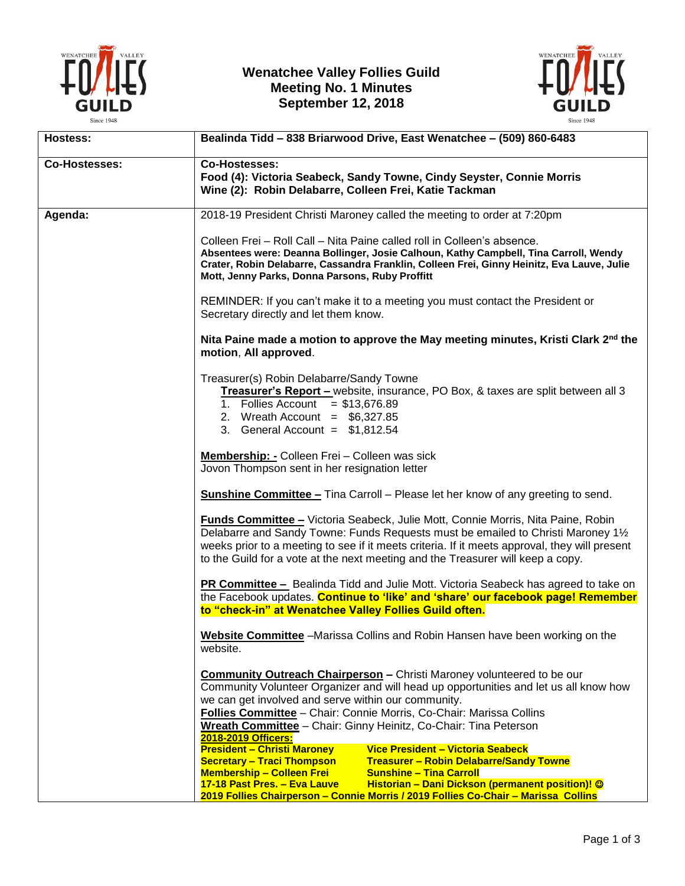# Wenatchee Valley Follies Guild
## Meeting No. 1 Minutes
## September 12, 2018

| **Hostess:** | **Bealinda Tidd – 838 Briarwood Drive, East Wenatchee – (509) 860-6483** |
|---|---|
| **Co-Hostesses:** | **Co-Hostesses:**<br>**Food (4): Victoria Seabeck, Sandy Towne, Cindy Seyster, Connie Morris**<br>**Wine (2): Robin Delabarre, Colleen Frei, Katie Tackman** |
| **Agenda:** | 2018-19 President Christi Maroney called the meeting to order at 7:20pm<br><br>Colleen Frei – Roll Call – Nita Paine called roll in Colleen's absence.<br>**Absentees were: Deanna Bollinger, Josie Calhoun, Kathy Campbell, Tina Carroll, Wendy Crater, Robin Delabarre, Cassandra Franklin, Colleen Frei, Ginny Heinitz, Eva Lauve, Julie Mott, Jenny Parks, Donna Parsons, Ruby Proffitt**<br><br>REMINDER: If you can't make it to a meeting you must contact the President or Secretary directly and let them know.<br><br>**Nita Paine made a motion to approve the May meeting minutes, Kristi Clark 2nd the motion**, **All approved**.<br><br>Treasurer(s) Robin Delabarre/Sandy Towne<br>**Treasurer's Report –** website, insurance, PO Box, & taxes are split between all 3<br>1. Follies Account = $13,676.89<br>2. Wreath Account = $6,327.85<br>3. General Account = $1,812.54<br><br>**Membership: -** Colleen Frei – Colleen was sick<br>Jovon Thompson sent in her resignation letter<br><br>**Sunshine Committee –** Tina Carroll – Please let her know of any greeting to send.<br><br>**Funds Committee –** Victoria Seabeck, Julie Mott, Connie Morris, Nita Paine, Robin Delabarre and Sandy Towne: Funds Requests must be emailed to Christi Maroney 1½ weeks prior to a meeting to see if it meets criteria. If it meets approval, they will present to the Guild for a vote at the next meeting and the Treasurer will keep a copy.<br><br>**PR Committee –** Bealinda Tidd and Julie Mott. Victoria Seabeck has agreed to take on the Facebook updates. **Continue to 'like' and 'share' our facebook page! Remember to "check-in" at Wenatchee Valley Follies Guild often.**<br><br>**Website Committee** –Marissa Collins and Robin Hansen have been working on the website.<br><br>**Community Outreach Chairperson –** Christi Maroney volunteered to be our Community Volunteer Organizer and will head up opportunities and let us all know how we can get involved and serve within our community.<br>**Follies Committee** – Chair: Connie Morris, Co-Chair: Marissa Collins<br>**Wreath Committee** – Chair: Ginny Heinitz, Co-Chair: Tina Peterson<br>**2018-2019 Officers:**<br>**President – Christi Maroney** &nbsp;&nbsp; **Vice President – Victoria Seabeck**<br>**Secretary – Traci Thompson** &nbsp;&nbsp; **Treasurer – Robin Delabarre/Sandy Towne**<br>**Membership – Colleen Frei** &nbsp;&nbsp; **Sunshine – Tina Carroll**<br>**17-18 Past Pres. – Eva Lauve** &nbsp;&nbsp; **Historian – Dani Dickson (permanent position)! ☺**<br>**2019 Follies Chairperson – Connie Morris / 2019 Follies Co-Chair – Marissa Collins** |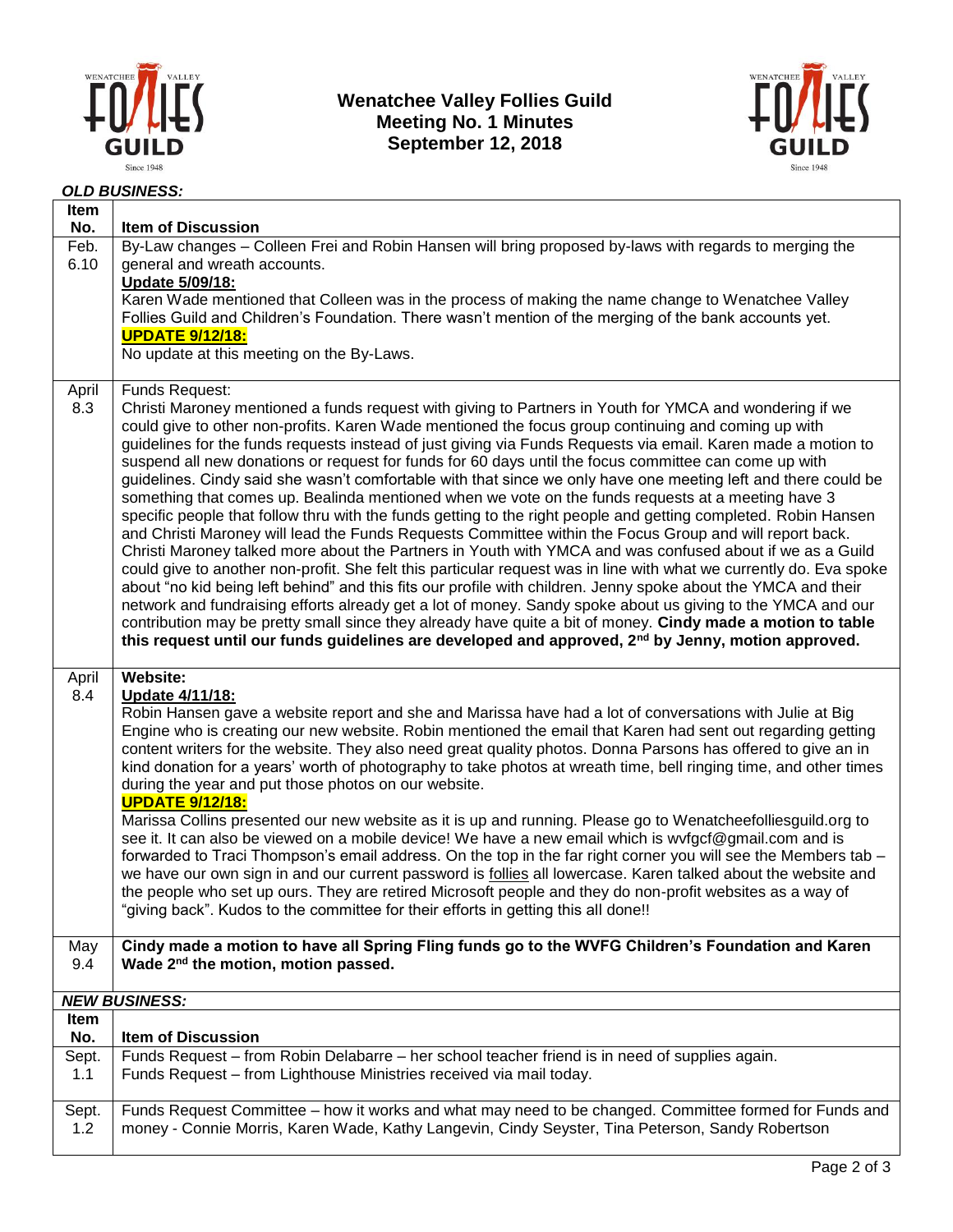# Wenatchee Valley Follies Guild
## Meeting No. 1 Minutes
## September 12, 2018

***OLD BUSINESS:***

| Item No. | Item of Discussion |
|---|---|
| Feb. 6.10 | By-Law changes – Colleen Frei and Robin Hansen will bring proposed by-laws with regards to merging the general and wreath accounts.<br>**Update 5/09/18:**<br>Karen Wade mentioned that Colleen was in the process of making the name change to Wenatchee Valley Follies Guild and Children's Foundation. There wasn't mention of the merging of the bank accounts yet.<br>**UPDATE 9/12/18:**<br>No update at this meeting on the By-Laws. |
| April 8.3 | Funds Request:<br>Christi Maroney mentioned a funds request with giving to Partners in Youth for YMCA and wondering if we could give to other non-profits. Karen Wade mentioned the focus group continuing and coming up with guidelines for the funds requests instead of just giving via Funds Requests via email. Karen made a motion to suspend all new donations or request for funds for 60 days until the focus committee can come up with guidelines. Cindy said she wasn't comfortable with that since we only have one meeting left and there could be something that comes up. Bealinda mentioned when we vote on the funds requests at a meeting have 3 specific people that follow thru with the funds getting to the right people and getting completed. Robin Hansen and Christi Maroney will lead the Funds Requests Committee within the Focus Group and will report back. Christi Maroney talked more about the Partners in Youth with YMCA and was confused about if we as a Guild could give to another non-profit. She felt this particular request was in line with what we currently do. Eva spoke about "no kid being left behind" and this fits our profile with children. Jenny spoke about the YMCA and their network and fundraising efforts already get a lot of money. Sandy spoke about us giving to the YMCA and our contribution may be pretty small since they already have quite a bit of money. **Cindy made a motion to table this request until our funds guidelines are developed and approved, 2nd by Jenny, motion approved.** |
| April 8.4 | **Website:**<br>**Update 4/11/18:**<br>Robin Hansen gave a website report and she and Marissa have had a lot of conversations with Julie at Big Engine who is creating our new website. Robin mentioned the email that Karen had sent out regarding getting content writers for the website. They also need great quality photos. Donna Parsons has offered to give an in kind donation for a years' worth of photography to take photos at wreath time, bell ringing time, and other times during the year and put those photos on our website.<br>**UPDATE 9/12/18:**<br>Marissa Collins presented our new website as it is up and running. Please go to Wenatcheefolliesguild.org to see it. It can also be viewed on a mobile device! We have a new email which is wvfgcf@gmail.com and is forwarded to Traci Thompson's email address. On the top in the far right corner you will see the Members tab – we have our own sign in and our current password is follies all lowercase. Karen talked about the website and the people who set up ours. They are retired Microsoft people and they do non-profit websites as a way of "giving back". Kudos to the committee for their efforts in getting this all done!! |
| May 9.4 | **Cindy made a motion to have all Spring Fling funds go to the WVFG Children's Foundation and Karen Wade 2nd the motion, motion passed.** |

***NEW BUSINESS:***

| Item No. | Item of Discussion |
|---|---|
| Sept. 1.1 | Funds Request – from Robin Delabarre – her school teacher friend is in need of supplies again.<br>Funds Request – from Lighthouse Ministries received via mail today. |
| Sept. 1.2 | Funds Request Committee – how it works and what may need to be changed. Committee formed for Funds and money - Connie Morris, Karen Wade, Kathy Langevin, Cindy Seyster, Tina Peterson, Sandy Robertson |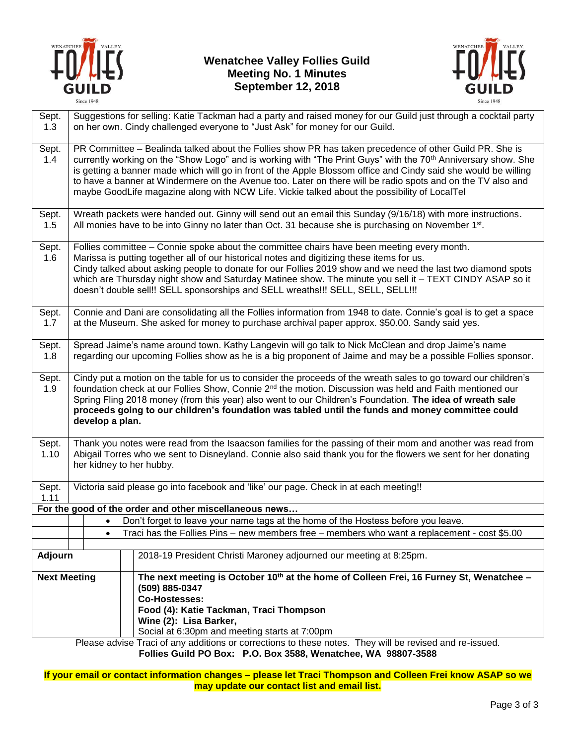# Wenatchee Valley Follies Guild
## Meeting No. 1 Minutes
## September 12, 2018

| | |
|---|---|
| Sept. 1.3 | Suggestions for selling: Katie Tackman had a party and raised money for our Guild just through a cocktail party on her own. Cindy challenged everyone to "Just Ask" for money for our Guild. |
| Sept. 1.4 | PR Committee – Bealinda talked about the Follies show PR has taken precedence of other Guild PR. She is currently working on the "Show Logo" and is working with "The Print Guys" with the 70th Anniversary show. She is getting a banner made which will go in front of the Apple Blossom office and Cindy said she would be willing to have a banner at Windermere on the Avenue too. Later on there will be radio spots and on the TV also and maybe GoodLife magazine along with NCW Life. Vickie talked about the possibility of LocalTel |
| Sept. 1.5 | Wreath packets were handed out. Ginny will send out an email this Sunday (9/16/18) with more instructions. All monies have to be into Ginny no later than Oct. 31 because she is purchasing on November 1st. |
| Sept. 1.6 | Follies committee – Connie spoke about the committee chairs have been meeting every month. Marissa is putting together all of our historical notes and digitizing these items for us. Cindy talked about asking people to donate for our Follies 2019 show and we need the last two diamond spots which are Thursday night show and Saturday Matinee show. The minute you sell it – TEXT CINDY ASAP so it doesn't double sell!! SELL sponsorships and SELL wreaths!!! SELL, SELL, SELL!!! |
| Sept. 1.7 | Connie and Dani are consolidating all the Follies information from 1948 to date. Connie's goal is to get a space at the Museum. She asked for money to purchase archival paper approx. $50.00. Sandy said yes. |
| Sept. 1.8 | Spread Jaime's name around town. Kathy Langevin will go talk to Nick McClean and drop Jaime's name regarding our upcoming Follies show as he is a big proponent of Jaime and may be a possible Follies sponsor. |
| Sept. 1.9 | Cindy put a motion on the table for us to consider the proceeds of the wreath sales to go toward our children's foundation check at our Follies Show, Connie 2nd the motion. Discussion was held and Faith mentioned our Spring Fling 2018 money (from this year) also went to our Children's Foundation. **The idea of wreath sale proceeds going to our children's foundation was tabled until the funds and money committee could develop a plan.** |
| Sept. 1.10 | Thank you notes were read from the Isaacson families for the passing of their mom and another was read from Abigail Torres who we sent to Disneyland. Connie also said thank you for the flowers we sent for her donating her kidney to her hubby. |
| Sept. 1.11 | Victoria said please go into facebook and 'like' our page. Check in at each meeting!! |

**For the good of the order and other miscellaneous news…**

- Don't forget to leave your name tags at the home of the Hostess before you leave.
- Traci has the Follies Pins – new members free – members who want a replacement - cost $5.00

| | |
|---|---|
| **Adjourn** | 2018-19 President Christi Maroney adjourned our meeting at 8:25pm. |
| **Next Meeting** | **The next meeting is October 10th at the home of Colleen Frei, 16 Furney St, Wenatchee – (509) 885-0347**<br>**Co-Hostesses:**<br>**Food (4): Katie Tackman, Traci Thompson**<br>**Wine (2): Lisa Barker,**<br>Social at 6:30pm and meeting starts at 7:00pm |

Please advise Traci of any additions or corrections to these notes. They will be revised and re-issued.

**Follies Guild PO Box: P.O. Box 3588, Wenatchee, WA 98807-3588**

**If your email or contact information changes – please let Traci Thompson and Colleen Frei know ASAP so we may update our contact list and email list.**